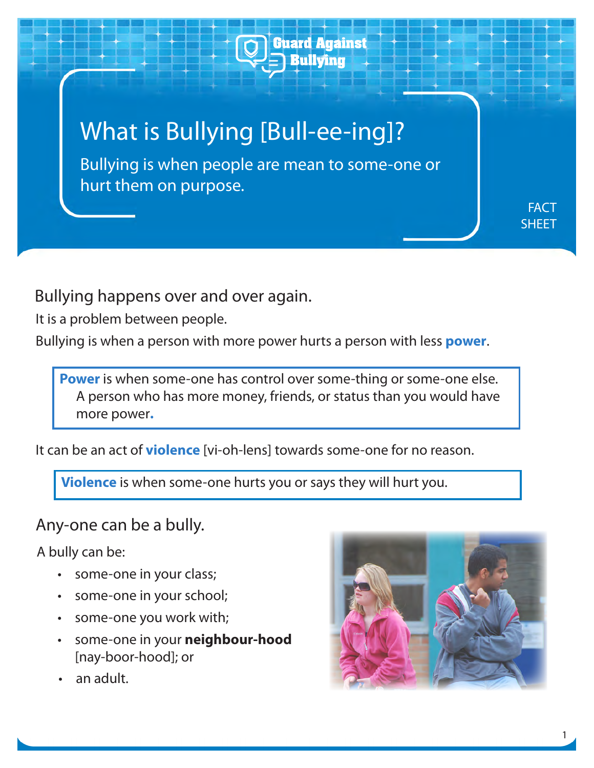Guard Against Bullying

# What is Bullying [Bull-ee-ing]?

Bullying is when people are mean to some-one or hurt them on purpose.

FACT SHEET

## Bullying happens over and over again.

It is a problem between people.

Bullying is when a person with more power hurts a person with less **power**.

> **Power** is when some-one has control over some-thing or some-one else. A person who has more money, friends, or status than you would have more power.

It can be an act of **violence** [vi-oh-lens] towards some-one for no reason.

> **Violence** is when some-one hurts you or says they will hurt you.

## Any-one can be a bully.

A bully can be:

- some-one in your class;
- some-one in your school;
- some-one you work with;
- some-one in your **neighbour-hood** [nay-boor-hood]; or
- an adult.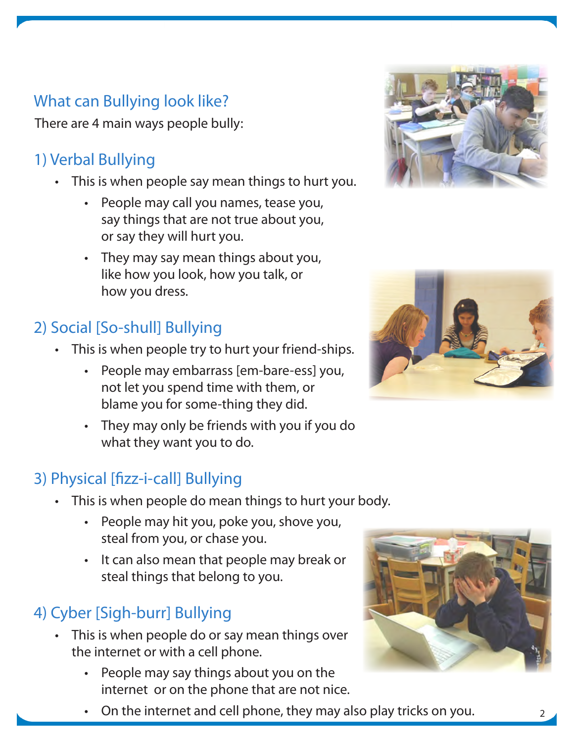## What can Bullying look like?

There are 4 main ways people bully:

### 1) Verbal Bullying

- This is when people say mean things to hurt you.
  - People may call you names, tease you, say things that are not true about you, or say they will hurt you.
  - They may say mean things about you, like how you look, how you talk, or how you dress.

### 2) Social [So-shull] Bullying

- This is when people try to hurt your friend-ships.
  - People may embarrass [em-bare-ess] you, not let you spend time with them, or blame you for some-thing they did.
  - They may only be friends with you if you do what they want you to do.

### 3) Physical [fizz-i-call] Bullying

- This is when people do mean things to hurt your body.
  - People may hit you, poke you, shove you, steal from you, or chase you.
  - It can also mean that people may break or steal things that belong to you.

### 4) Cyber [Sigh-burr] Bullying

- This is when people do or say mean things over the internet or with a cell phone.
  - People may say things about you on the internet or on the phone that are not nice.
  - On the internet and cell phone, they may also play tricks on you.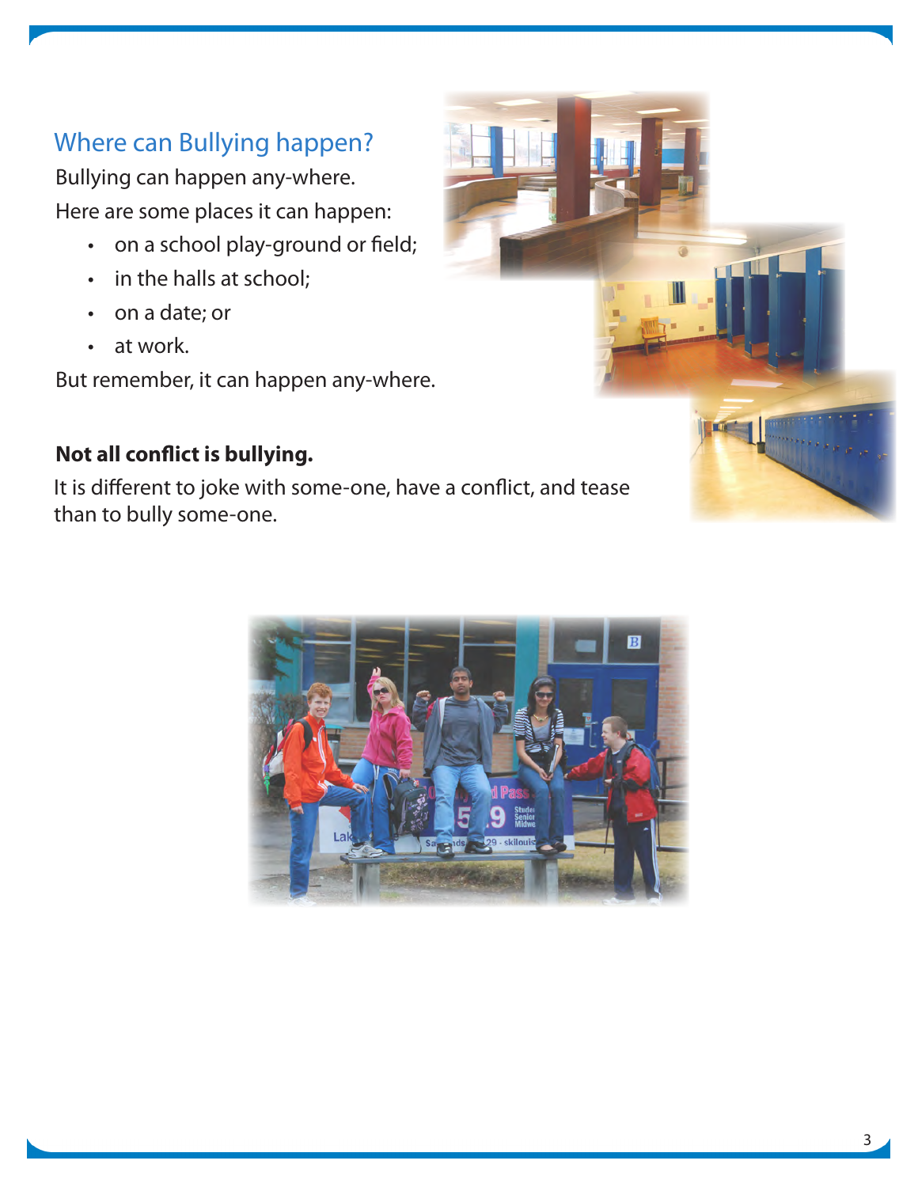## Where can Bullying happen?

Bullying can happen any-where.

Here are some places it can happen:

- on a school play-ground or field;
- in the halls at school;
- on a date; or
- at work.

But remember, it can happen any-where.

**Not all conflict is bullying.**

It is different to joke with some-one, have a conflict, and tease than to bully some-one.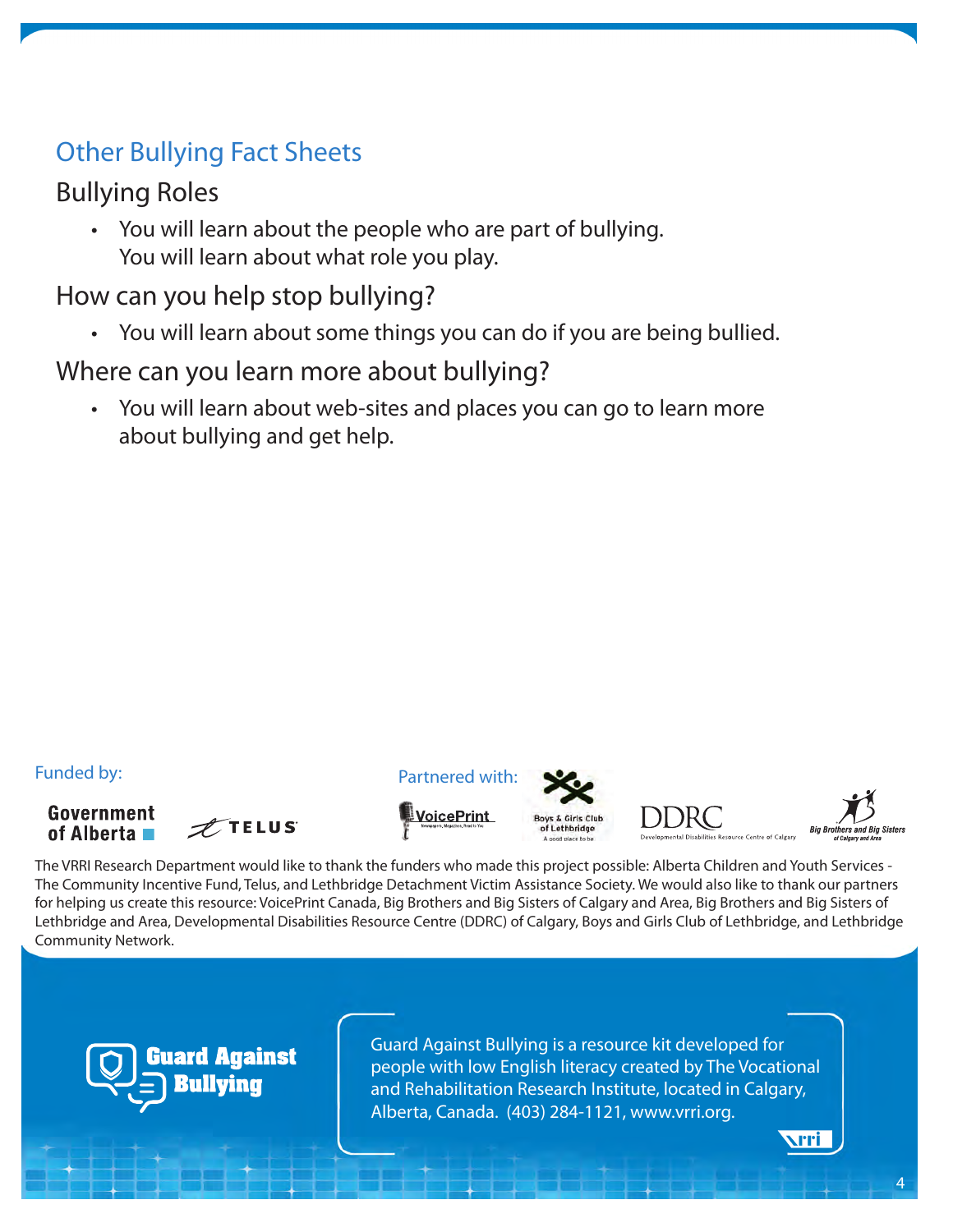## Other Bullying Fact Sheets

### Bullying Roles

- You will learn about the people who are part of bullying. You will learn about what role you play.

### How can you help stop bullying?

- You will learn about some things you can do if you are being bullied.

### Where can you learn more about bullying?

- You will learn about web-sites and places you can go to learn more about bullying and get help.

Funded by:

Government of Alberta

TELUS

Partnered with:

VoicePrint

Boys & Girls Club of Lethbridge

DDRC Developmental Disabilities Resource Centre of Calgary

Big Brothers and Big Sisters of Calgary and Area

The VRRI Research Department would like to thank the funders who made this project possible: Alberta Children and Youth Services - The Community Incentive Fund, Telus, and Lethbridge Detachment Victim Assistance Society. We would also like to thank our partners for helping us create this resource: VoicePrint Canada, Big Brothers and Big Sisters of Calgary and Area, Big Brothers and Big Sisters of Lethbridge and Area, Developmental Disabilities Resource Centre (DDRC) of Calgary, Boys and Girls Club of Lethbridge, and Lethbridge Community Network.

**Guard Against Bullying**

Guard Against Bullying is a resource kit developed for people with low English literacy created by The Vocational and Rehabilitation Research Institute, located in Calgary, Alberta, Canada. (403) 284-1121, www.vrri.org.

vrri